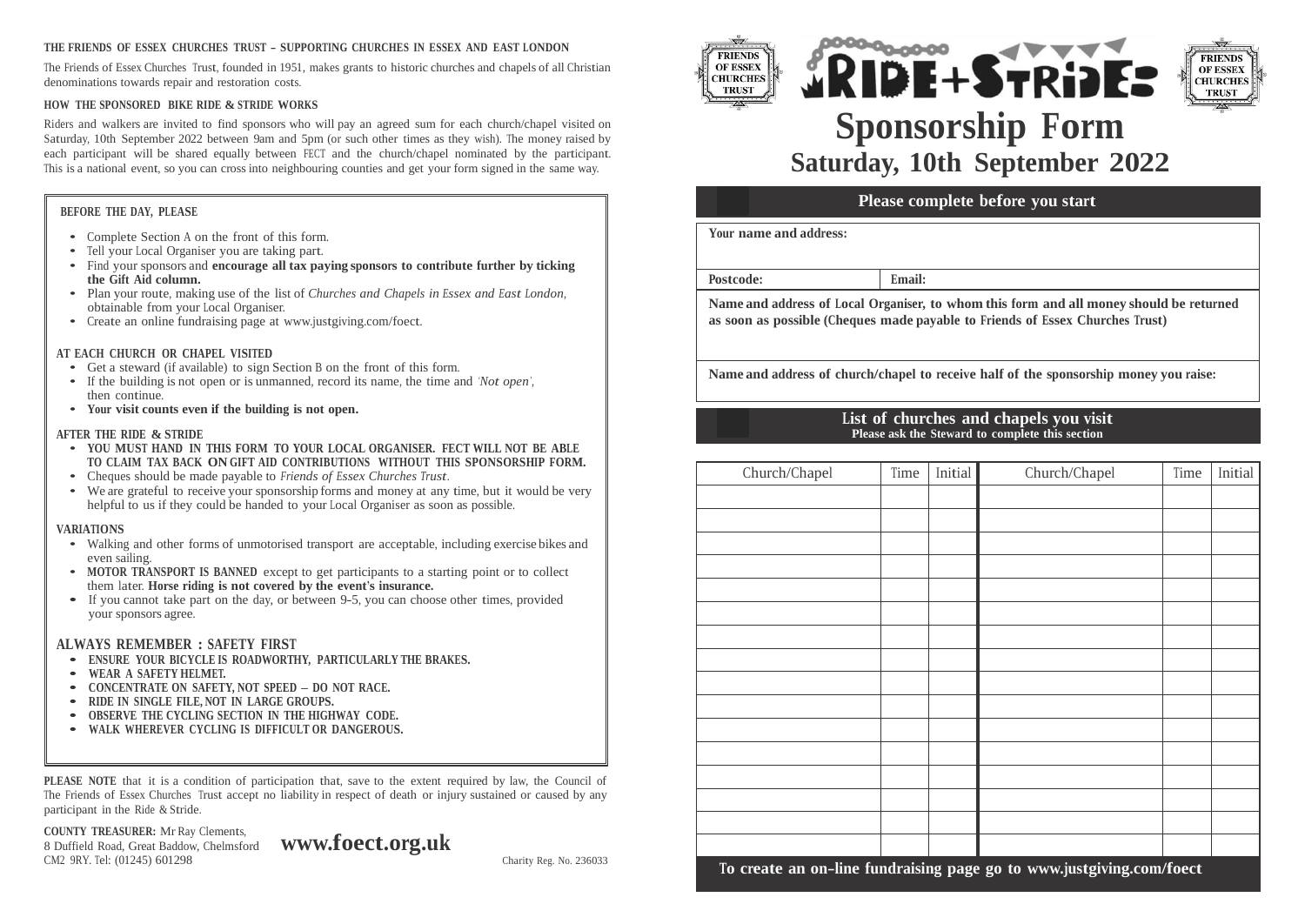**THE FRIENDS OF ESSEX CHURCHES TRUST – SUPPORTING CHURCHES IN ESSEX AND EAST LONDON**

The Friends of Essex Churches Trust, founded in 1951, makes grants to historic churches and chapels of all Christian denominations towards repair and restoration costs.

**HOW THE SPONSORED BIKE RIDE & STRIDE WORKS**

Riders and walkers are invited to find sponsors who will pay an agreed sum for each church/chapel visited on Saturday, 10th September 2022 between 9am and 5pm (or such other times as they wish). The money raised by each participant will be shared equally between FECT and the church/chapel nominated by the participant. This is a national event, so you can cross into neighbouring counties and get your form signed in the same way.

**BEFORE THE DAY, PLEASE**

- Complete Section A on the front of this form.
- Tell your Local Organiser you are taking part.
- Find your sponsors and **encourage all tax paying sponsors to contribute further by ticking the Gift Aid column.**
- Plan your route, making use of the list of *Churches and Chapels in Essex and East London,* obtainable from your Local Organiser.
- Create an online fundraising page at www.justgiving.com/foect.

**AT EACH CHURCH OR CHAPEL VISITED**

- Get a steward (if available) to sign Section B on the front of this form.
- If the building is not open or is unmanned, record its name, the time and *'Not open'*, then continue.
- **Your visit counts even if the building is not open.**

**AFTER THE RIDE & STRIDE**

- **YOU MUST HAND IN THIS FORM TO YOUR LOCAL ORGANISER. FECT WILL NOT BE ABLE TO CLAIM TAX BACK ON GIFT AID CONTRIBUTIONS WITHOUT THIS SPONSORSHIP FORM.**
- Cheques should be made payable to *Friends of Essex Churches Trust*.
- We are grateful to receive your sponsorship forms and money at any time, but it would be very helpful to us if they could be handed to your Local Organiser as soon as possible.

**VARIATIONS**

- Walking and other forms of unmotorised transport are acceptable, including exercise bikes and even sailing.
- **MOTOR TRANSPORT IS BANNED** except to get participants to a starting point or to collect them later. **Horse riding is not covered by the event's insurance.**
- If you cannot take part on the day, or between 9-5, you can choose other times, provided your sponsors agree.

**ALWAYS REMEMBER : SAFETY FIRST**

- **ENSURE YOUR BICYCLE IS ROADWORTHY, PARTICULARLY THE BRAKES.**
- **WEAR A SAFETY HELMET.**
- **CONCENTRATE ON SAFETY, NOT SPEED – DO NOT RACE.**
- **RIDE IN SINGLE FILE, NOT IN LARGE GROUPS.**
- **OBSERVE THE CYCLING SECTION IN THE HIGHWAY CODE.**
- **WALK WHEREVER CYCLING IS DIFFICULT OR DANGEROUS.**

**PLEASE NOTE** that it is a condition of participation that, save to the extent required by law, the Council of The Friends of Essex Churches Trust accept no liability in respect of death or injury sustained or caused by any participant in the Ride & Stride.

**COUNTY TREASURER:** Mr Ray Clements, 8 Duffield Road, Great Baddow, Chelmsford CM2 9RY. Tel: (01245) 601298

**www.foect.org.uk**

Charity Reg. No. 236033

FRIENDS OF ESSEX CHURCHES TRUST

RIDE+STRIDE

# Sponsorship Form

## Saturday, 10th September 2022

### Please complete before you start

**Your name and address:**

**Postcode:** | **Email:**

**Name and address of Local Organiser, to whom this form and all money should be returned as soon as possible (Cheques made payable to Friends of Essex Churches Trust)**

**Name and address of church/chapel to receive half of the sponsorship money you raise:**

### List of churches and chapels you visit

**Please ask the Steward to complete this section**

| Church/Chapel | Time | Initial | Church/Chapel | Time | Initial |
|---|---|---|---|---|---|
| | | | | | |
| | | | | | |
| | | | | | |
| | | | | | |
| | | | | | |
| | | | | | |
| | | | | | |
| | | | | | |
| | | | | | |
| | | | | | |
| | | | | | |
| | | | | | |
| | | | | | |
| | | | | | |
| | | | | | |
| | | | | | |

**To create an on-line fundraising page go to www.justgiving.com/foect**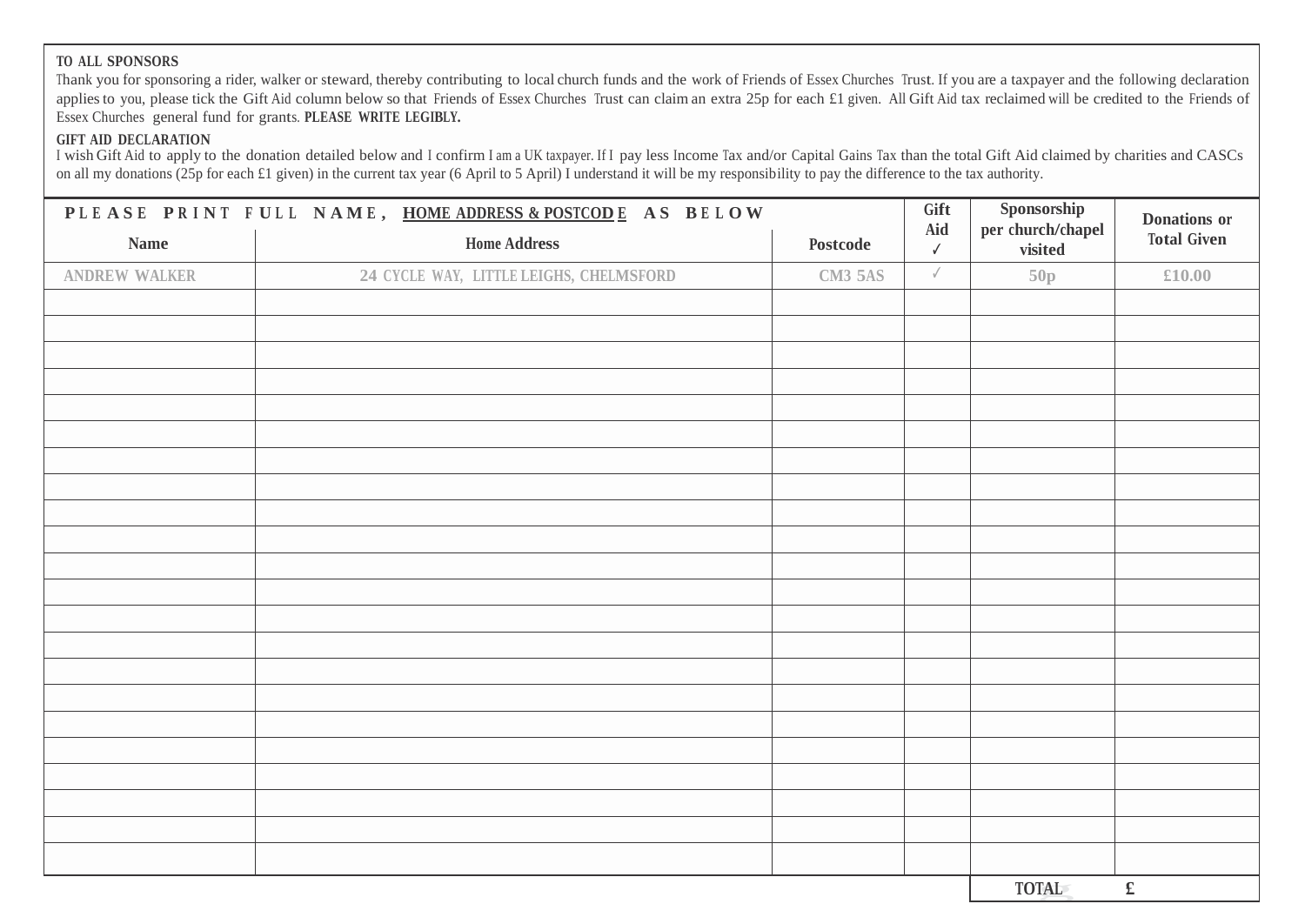**TO ALL SPONSORS**

Thank you for sponsoring a rider, walker or steward, thereby contributing to local church funds and the work of Friends of Essex Churches Trust. If you are a taxpayer and the following declaration applies to you, please tick the Gift Aid column below so that Friends of Essex Churches Trust can claim an extra 25p for each £1 given. All Gift Aid tax reclaimed will be credited to the Friends of Essex Churches general fund for grants. **PLEASE WRITE LEGIBLY.**

**GIFT AID DECLARATION**

I wish Gift Aid to apply to the donation detailed below and I confirm I am a UK taxpayer. If I pay less Income Tax and/or Capital Gains Tax than the total Gift Aid claimed by charities and CASCs on all my donations (25p for each £1 given) in the current tax year (6 April to 5 April) I understand it will be my responsibility to pay the difference to the tax authority.

| PLEASE PRINT FULL NAME, HOME ADDRESS & POSTCODE AS BELOW | | | Gift Aid ✓ | Sponsorship per church/chapel visited | Donations or Total Given |
|---|---|---|---|---|---|
| Name | Home Address | Postcode | | | |
| ANDREW WALKER | 24 CYCLE WAY, LITTLE LEIGHS, CHELMSFORD | CM3 5AS | ✓ | 50p | £10.00 |
| | | | | | |
| | | | | | |
| | | | | | |
| | | | | | |
| | | | | | |
| | | | | | |
| | | | | | |
| | | | | | |
| | | | | | |
| | | | | | |
| | | | | | |
| | | | | | |
| | | | | | |
| | | | | | |
| | | | | | |
| | | | | | |
| | | | | | |
| | | | | | |
| | | | | | |
| | | | | | |
| | | | | | |
| | | | | | |
| | | | | TOTAL | £ |